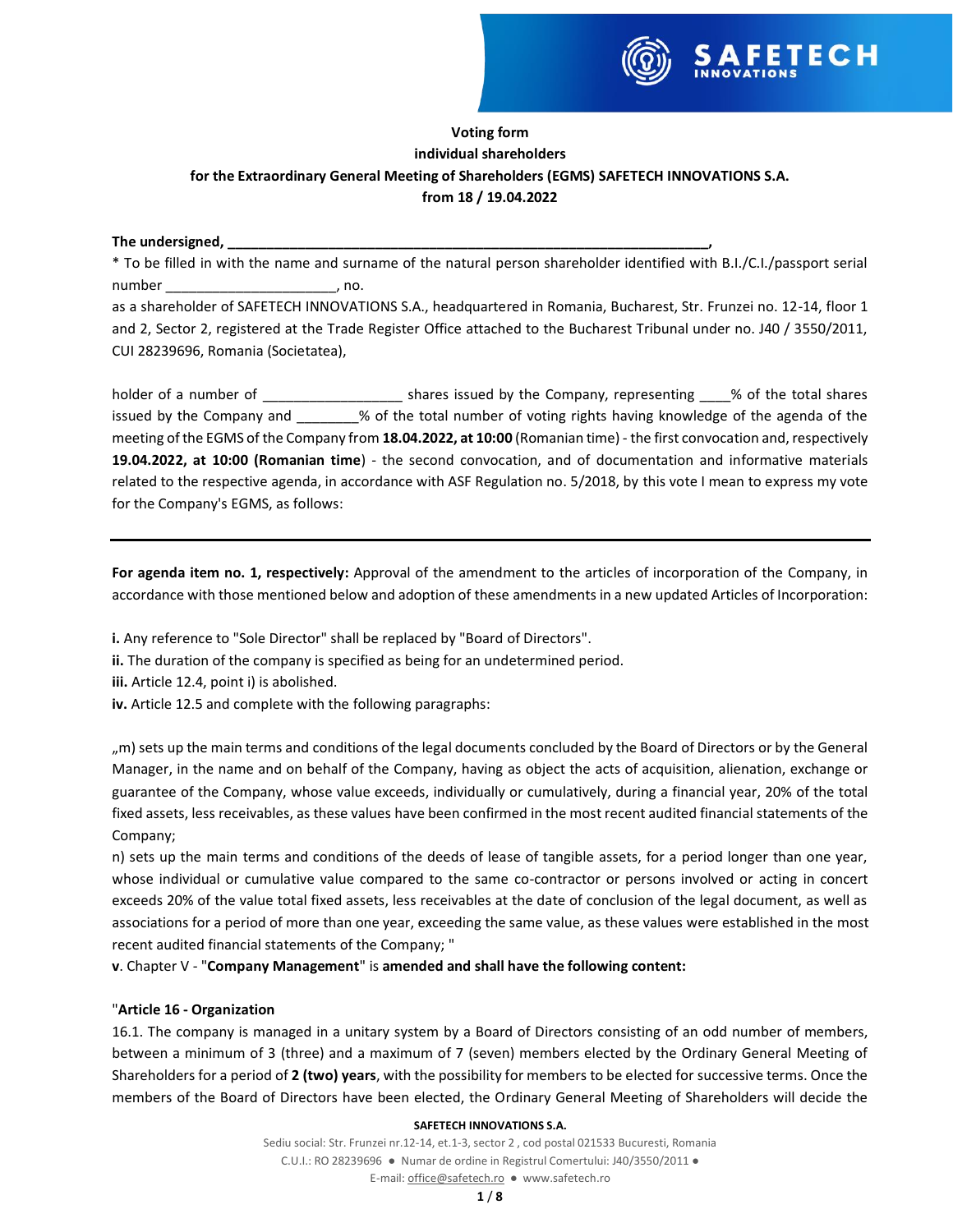**Voting form**
**individual shareholders**
**for the Extraordinary General Meeting of Shareholders (EGMS) SAFETECH INNOVATIONS S.A.**
**from 18 / 19.04.2022**

**The undersigned, ______________________________________________________________,**

* To be filled in with the name and surname of the natural person shareholder identified with B.I./C.I./passport serial number _____________________, no.

as a shareholder of SAFETECH INNOVATIONS S.A., headquartered in Romania, Bucharest, Str. Frunzei no. 12-14, floor 1 and 2, Sector 2, registered at the Trade Register Office attached to the Bucharest Tribunal under no. J40 / 3550/2011, CUI 28239696, Romania (Societatea),

holder of a number of _________________ shares issued by the Company, representing ____% of the total shares issued by the Company and ________% of the total number of voting rights having knowledge of the agenda of the meeting of the EGMS of the Company from **18.04.2022, at 10:00** (Romanian time) - the first convocation and, respectively **19.04.2022, at 10:00 (Romanian time**) - the second convocation, and of documentation and informative materials related to the respective agenda, in accordance with ASF Regulation no. 5/2018, by this vote I mean to express my vote for the Company's EGMS, as follows:

---

**For agenda item no. 1, respectively:** Approval of the amendment to the articles of incorporation of the Company, in accordance with those mentioned below and adoption of these amendments in a new updated Articles of Incorporation:

**i.** Any reference to "Sole Director" shall be replaced by "Board of Directors".
**ii.** The duration of the company is specified as being for an undetermined period.
**iii.** Article 12.4, point i) is abolished.
**iv.** Article 12.5 and complete with the following paragraphs:

„m) sets up the main terms and conditions of the legal documents concluded by the Board of Directors or by the General Manager, in the name and on behalf of the Company, having as object the acts of acquisition, alienation, exchange or guarantee of the Company, whose value exceeds, individually or cumulatively, during a financial year, 20% of the total fixed assets, less receivables, as these values have been confirmed in the most recent audited financial statements of the Company;

n) sets up the main terms and conditions of the deeds of lease of tangible assets, for a period longer than one year, whose individual or cumulative value compared to the same co-contractor or persons involved or acting in concert exceeds 20% of the value total fixed assets, less receivables at the date of conclusion of the legal document, as well as associations for a period of more than one year, exceeding the same value, as these values were established in the most recent audited financial statements of the Company; "

**v**. Chapter V - "**Company Management**" is **amended and shall have the following content:**

"**Article 16 - Organization**

16.1. The company is managed in a unitary system by a Board of Directors consisting of an odd number of members, between a minimum of 3 (three) and a maximum of 7 (seven) members elected by the Ordinary General Meeting of Shareholders for a period of **2 (two) years**, with the possibility for members to be elected for successive terms. Once the members of the Board of Directors have been elected, the Ordinary General Meeting of Shareholders will decide the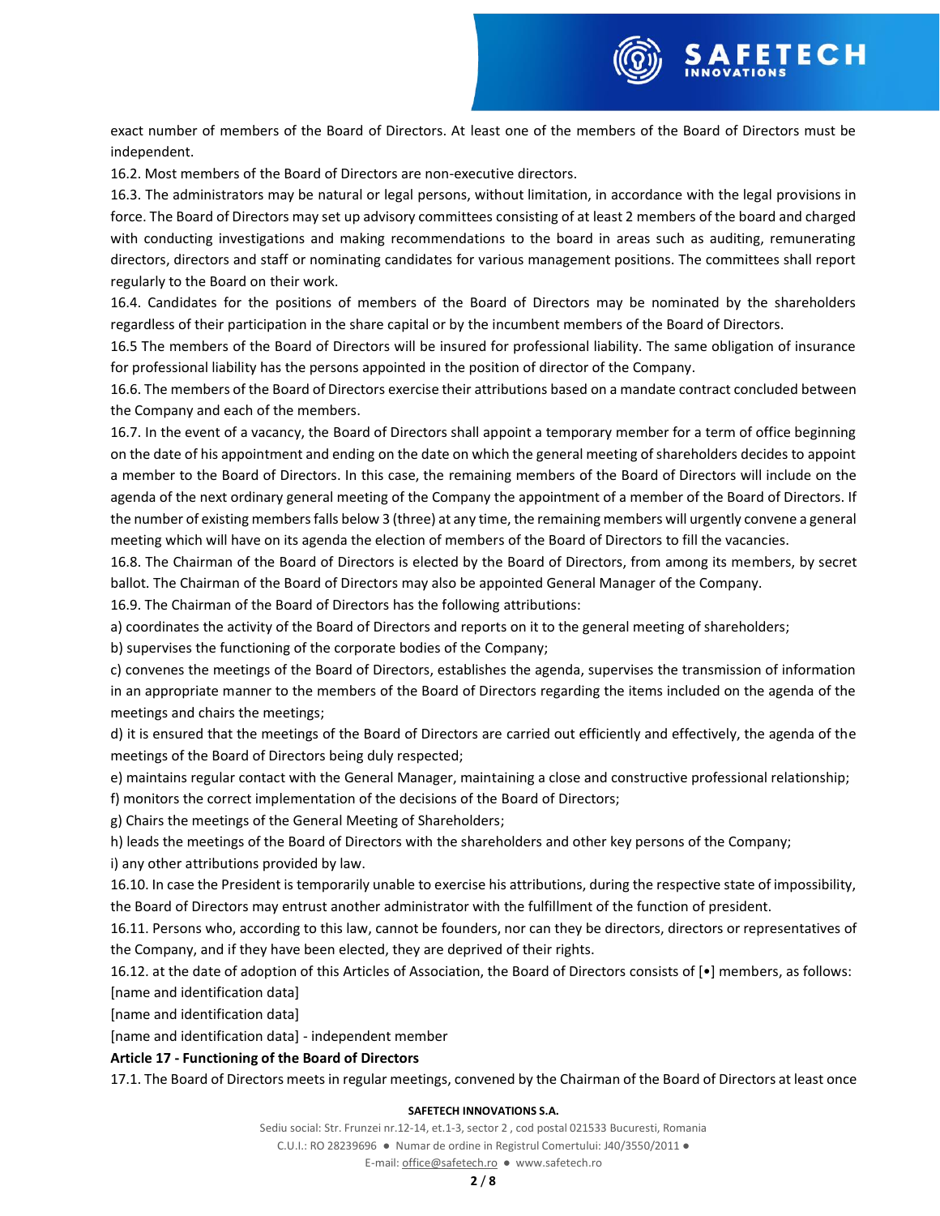exact number of members of the Board of Directors. At least one of the members of the Board of Directors must be independent.

16.2. Most members of the Board of Directors are non-executive directors.

16.3. The administrators may be natural or legal persons, without limitation, in accordance with the legal provisions in force. The Board of Directors may set up advisory committees consisting of at least 2 members of the board and charged with conducting investigations and making recommendations to the board in areas such as auditing, remunerating directors, directors and staff or nominating candidates for various management positions. The committees shall report regularly to the Board on their work.

16.4. Candidates for the positions of members of the Board of Directors may be nominated by the shareholders regardless of their participation in the share capital or by the incumbent members of the Board of Directors.

16.5 The members of the Board of Directors will be insured for professional liability. The same obligation of insurance for professional liability has the persons appointed in the position of director of the Company.

16.6. The members of the Board of Directors exercise their attributions based on a mandate contract concluded between the Company and each of the members.

16.7. In the event of a vacancy, the Board of Directors shall appoint a temporary member for a term of office beginning on the date of his appointment and ending on the date on which the general meeting of shareholders decides to appoint a member to the Board of Directors. In this case, the remaining members of the Board of Directors will include on the agenda of the next ordinary general meeting of the Company the appointment of a member of the Board of Directors. If the number of existing members falls below 3 (three) at any time, the remaining members will urgently convene a general meeting which will have on its agenda the election of members of the Board of Directors to fill the vacancies.

16.8. The Chairman of the Board of Directors is elected by the Board of Directors, from among its members, by secret ballot. The Chairman of the Board of Directors may also be appointed General Manager of the Company.

16.9. The Chairman of the Board of Directors has the following attributions:

a) coordinates the activity of the Board of Directors and reports on it to the general meeting of shareholders;

b) supervises the functioning of the corporate bodies of the Company;

c) convenes the meetings of the Board of Directors, establishes the agenda, supervises the transmission of information in an appropriate manner to the members of the Board of Directors regarding the items included on the agenda of the meetings and chairs the meetings;

d) it is ensured that the meetings of the Board of Directors are carried out efficiently and effectively, the agenda of the meetings of the Board of Directors being duly respected;

e) maintains regular contact with the General Manager, maintaining a close and constructive professional relationship;

f) monitors the correct implementation of the decisions of the Board of Directors;

g) Chairs the meetings of the General Meeting of Shareholders;

h) leads the meetings of the Board of Directors with the shareholders and other key persons of the Company;

i) any other attributions provided by law.

16.10. In case the President is temporarily unable to exercise his attributions, during the respective state of impossibility, the Board of Directors may entrust another administrator with the fulfillment of the function of president.

16.11. Persons who, according to this law, cannot be founders, nor can they be directors, directors or representatives of the Company, and if they have been elected, they are deprived of their rights.

16.12. at the date of adoption of this Articles of Association, the Board of Directors consists of [•] members, as follows:

[name and identification data]

[name and identification data]

[name and identification data] - independent member

**Article 17 - Functioning of the Board of Directors**

17.1. The Board of Directors meets in regular meetings, convened by the Chairman of the Board of Directors at least once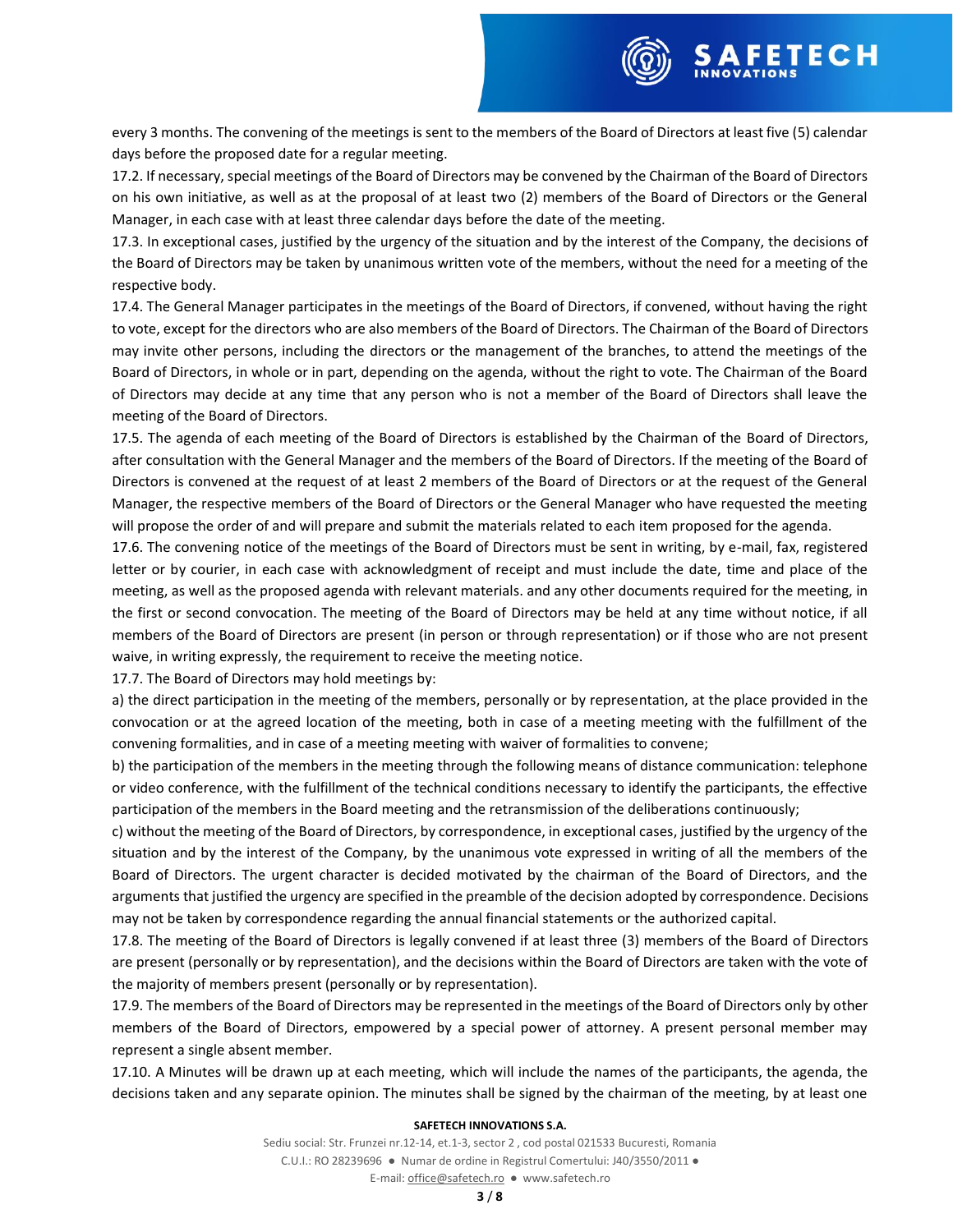every 3 months. The convening of the meetings is sent to the members of the Board of Directors at least five (5) calendar days before the proposed date for a regular meeting.

17.2. If necessary, special meetings of the Board of Directors may be convened by the Chairman of the Board of Directors on his own initiative, as well as at the proposal of at least two (2) members of the Board of Directors or the General Manager, in each case with at least three calendar days before the date of the meeting.

17.3. In exceptional cases, justified by the urgency of the situation and by the interest of the Company, the decisions of the Board of Directors may be taken by unanimous written vote of the members, without the need for a meeting of the respective body.

17.4. The General Manager participates in the meetings of the Board of Directors, if convened, without having the right to vote, except for the directors who are also members of the Board of Directors. The Chairman of the Board of Directors may invite other persons, including the directors or the management of the branches, to attend the meetings of the Board of Directors, in whole or in part, depending on the agenda, without the right to vote. The Chairman of the Board of Directors may decide at any time that any person who is not a member of the Board of Directors shall leave the meeting of the Board of Directors.

17.5. The agenda of each meeting of the Board of Directors is established by the Chairman of the Board of Directors, after consultation with the General Manager and the members of the Board of Directors. If the meeting of the Board of Directors is convened at the request of at least 2 members of the Board of Directors or at the request of the General Manager, the respective members of the Board of Directors or the General Manager who have requested the meeting will propose the order of and will prepare and submit the materials related to each item proposed for the agenda.

17.6. The convening notice of the meetings of the Board of Directors must be sent in writing, by e-mail, fax, registered letter or by courier, in each case with acknowledgment of receipt and must include the date, time and place of the meeting, as well as the proposed agenda with relevant materials. and any other documents required for the meeting, in the first or second convocation. The meeting of the Board of Directors may be held at any time without notice, if all members of the Board of Directors are present (in person or through representation) or if those who are not present waive, in writing expressly, the requirement to receive the meeting notice.

17.7. The Board of Directors may hold meetings by:

a) the direct participation in the meeting of the members, personally or by representation, at the place provided in the convocation or at the agreed location of the meeting, both in case of a meeting meeting with the fulfillment of the convening formalities, and in case of a meeting meeting with waiver of formalities to convene;

b) the participation of the members in the meeting through the following means of distance communication: telephone or video conference, with the fulfillment of the technical conditions necessary to identify the participants, the effective participation of the members in the Board meeting and the retransmission of the deliberations continuously;

c) without the meeting of the Board of Directors, by correspondence, in exceptional cases, justified by the urgency of the situation and by the interest of the Company, by the unanimous vote expressed in writing of all the members of the Board of Directors. The urgent character is decided motivated by the chairman of the Board of Directors, and the arguments that justified the urgency are specified in the preamble of the decision adopted by correspondence. Decisions may not be taken by correspondence regarding the annual financial statements or the authorized capital.

17.8. The meeting of the Board of Directors is legally convened if at least three (3) members of the Board of Directors are present (personally or by representation), and the decisions within the Board of Directors are taken with the vote of the majority of members present (personally or by representation).

17.9. The members of the Board of Directors may be represented in the meetings of the Board of Directors only by other members of the Board of Directors, empowered by a special power of attorney. A present personal member may represent a single absent member.

17.10. A Minutes will be drawn up at each meeting, which will include the names of the participants, the agenda, the decisions taken and any separate opinion. The minutes shall be signed by the chairman of the meeting, by at least one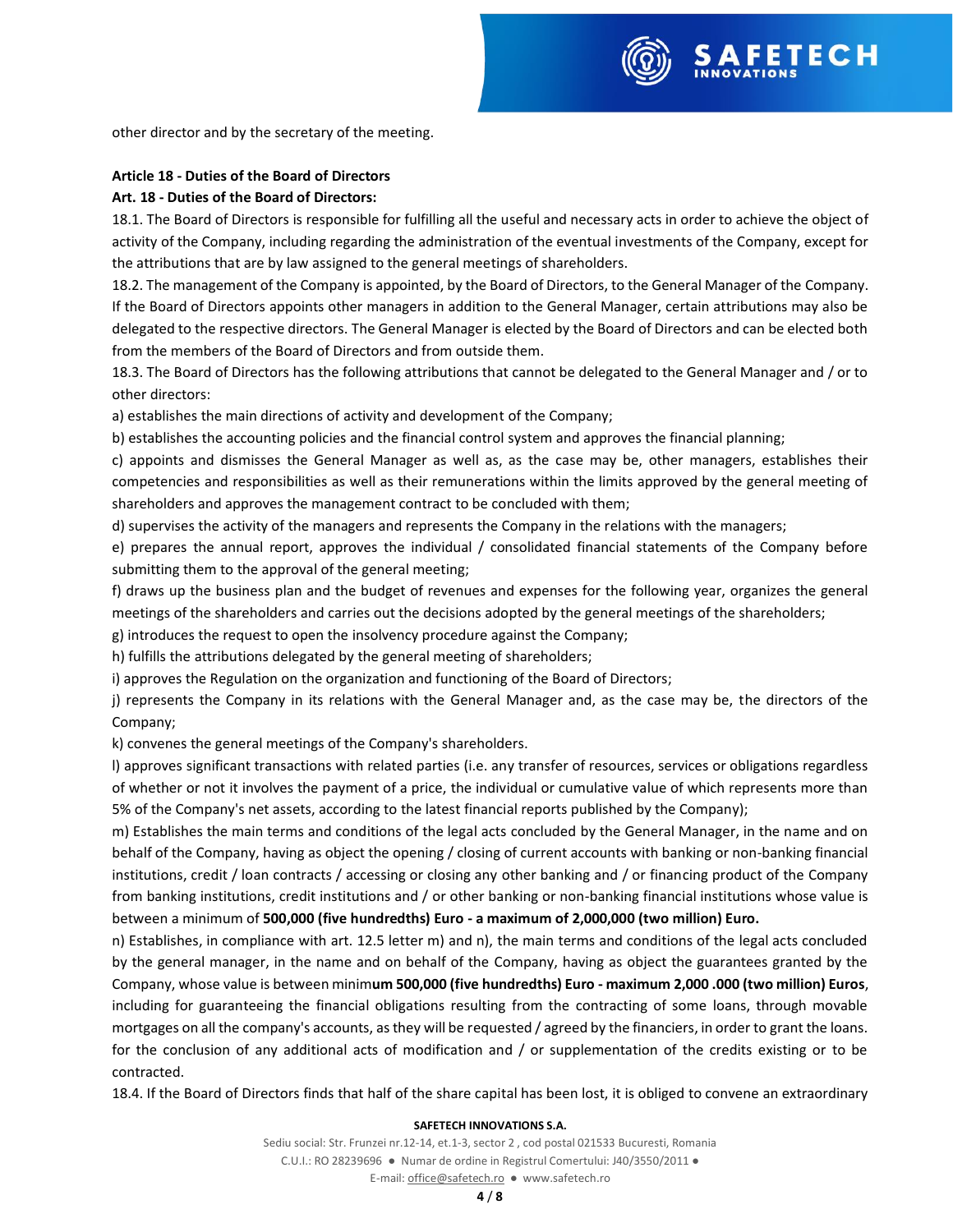other director and by the secretary of the meeting.

**Article 18 - Duties of the Board of Directors**

**Art. 18 - Duties of the Board of Directors:**

18.1. The Board of Directors is responsible for fulfilling all the useful and necessary acts in order to achieve the object of activity of the Company, including regarding the administration of the eventual investments of the Company, except for the attributions that are by law assigned to the general meetings of shareholders.

18.2. The management of the Company is appointed, by the Board of Directors, to the General Manager of the Company. If the Board of Directors appoints other managers in addition to the General Manager, certain attributions may also be delegated to the respective directors. The General Manager is elected by the Board of Directors and can be elected both from the members of the Board of Directors and from outside them.

18.3. The Board of Directors has the following attributions that cannot be delegated to the General Manager and / or to other directors:

a) establishes the main directions of activity and development of the Company;

b) establishes the accounting policies and the financial control system and approves the financial planning;

c) appoints and dismisses the General Manager as well as, as the case may be, other managers, establishes their competencies and responsibilities as well as their remunerations within the limits approved by the general meeting of shareholders and approves the management contract to be concluded with them;

d) supervises the activity of the managers and represents the Company in the relations with the managers;

e) prepares the annual report, approves the individual / consolidated financial statements of the Company before submitting them to the approval of the general meeting;

f) draws up the business plan and the budget of revenues and expenses for the following year, organizes the general meetings of the shareholders and carries out the decisions adopted by the general meetings of the shareholders;

g) introduces the request to open the insolvency procedure against the Company;

h) fulfills the attributions delegated by the general meeting of shareholders;

i) approves the Regulation on the organization and functioning of the Board of Directors;

j) represents the Company in its relations with the General Manager and, as the case may be, the directors of the Company;

k) convenes the general meetings of the Company's shareholders.

l) approves significant transactions with related parties (i.e. any transfer of resources, services or obligations regardless of whether or not it involves the payment of a price, the individual or cumulative value of which represents more than 5% of the Company's net assets, according to the latest financial reports published by the Company);

m) Establishes the main terms and conditions of the legal acts concluded by the General Manager, in the name and on behalf of the Company, having as object the opening / closing of current accounts with banking or non-banking financial institutions, credit / loan contracts / accessing or closing any other banking and / or financing product of the Company from banking institutions, credit institutions and / or other banking or non-banking financial institutions whose value is between a minimum of **500,000 (five hundredths) Euro - a maximum of 2,000,000 (two million) Euro.**

n) Establishes, in compliance with art. 12.5 letter m) and n), the main terms and conditions of the legal acts concluded by the general manager, in the name and on behalf of the Company, having as object the guarantees granted by the Company, whose value is between minim**um 500,000 (five hundredths) Euro - maximum 2,000 .000 (two million) Euros**, including for guaranteeing the financial obligations resulting from the contracting of some loans, through movable mortgages on all the company's accounts, as they will be requested / agreed by the financiers, in order to grant the loans. for the conclusion of any additional acts of modification and / or supplementation of the credits existing or to be contracted.

18.4. If the Board of Directors finds that half of the share capital has been lost, it is obliged to convene an extraordinary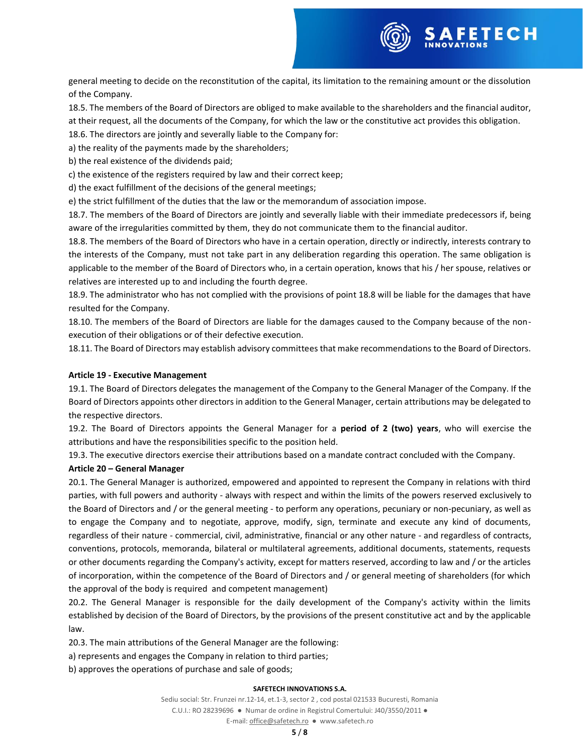general meeting to decide on the reconstitution of the capital, its limitation to the remaining amount or the dissolution of the Company.

18.5. The members of the Board of Directors are obliged to make available to the shareholders and the financial auditor, at their request, all the documents of the Company, for which the law or the constitutive act provides this obligation.

18.6. The directors are jointly and severally liable to the Company for:

a) the reality of the payments made by the shareholders;

b) the real existence of the dividends paid;

c) the existence of the registers required by law and their correct keep;

d) the exact fulfillment of the decisions of the general meetings;

e) the strict fulfillment of the duties that the law or the memorandum of association impose.

18.7. The members of the Board of Directors are jointly and severally liable with their immediate predecessors if, being aware of the irregularities committed by them, they do not communicate them to the financial auditor.

18.8. The members of the Board of Directors who have in a certain operation, directly or indirectly, interests contrary to the interests of the Company, must not take part in any deliberation regarding this operation. The same obligation is applicable to the member of the Board of Directors who, in a certain operation, knows that his / her spouse, relatives or relatives are interested up to and including the fourth degree.

18.9. The administrator who has not complied with the provisions of point 18.8 will be liable for the damages that have resulted for the Company.

18.10. The members of the Board of Directors are liable for the damages caused to the Company because of the non-execution of their obligations or of their defective execution.

18.11. The Board of Directors may establish advisory committees that make recommendations to the Board of Directors.

**Article 19 - Executive Management**

19.1. The Board of Directors delegates the management of the Company to the General Manager of the Company. If the Board of Directors appoints other directors in addition to the General Manager, certain attributions may be delegated to the respective directors.

19.2. The Board of Directors appoints the General Manager for a **period of 2 (two) years**, who will exercise the attributions and have the responsibilities specific to the position held.

19.3. The executive directors exercise their attributions based on a mandate contract concluded with the Company.

**Article 20 – General Manager**

20.1. The General Manager is authorized, empowered and appointed to represent the Company in relations with third parties, with full powers and authority - always with respect and within the limits of the powers reserved exclusively to the Board of Directors and / or the general meeting - to perform any operations, pecuniary or non-pecuniary, as well as to engage the Company and to negotiate, approve, modify, sign, terminate and execute any kind of documents, regardless of their nature - commercial, civil, administrative, financial or any other nature - and regardless of contracts, conventions, protocols, memoranda, bilateral or multilateral agreements, additional documents, statements, requests or other documents regarding the Company's activity, except for matters reserved, according to law and / or the articles of incorporation, within the competence of the Board of Directors and / or general meeting of shareholders (for which the approval of the body is required and competent management)

20.2. The General Manager is responsible for the daily development of the Company's activity within the limits established by decision of the Board of Directors, by the provisions of the present constitutive act and by the applicable law.

20.3. The main attributions of the General Manager are the following:

a) represents and engages the Company in relation to third parties;

b) approves the operations of purchase and sale of goods;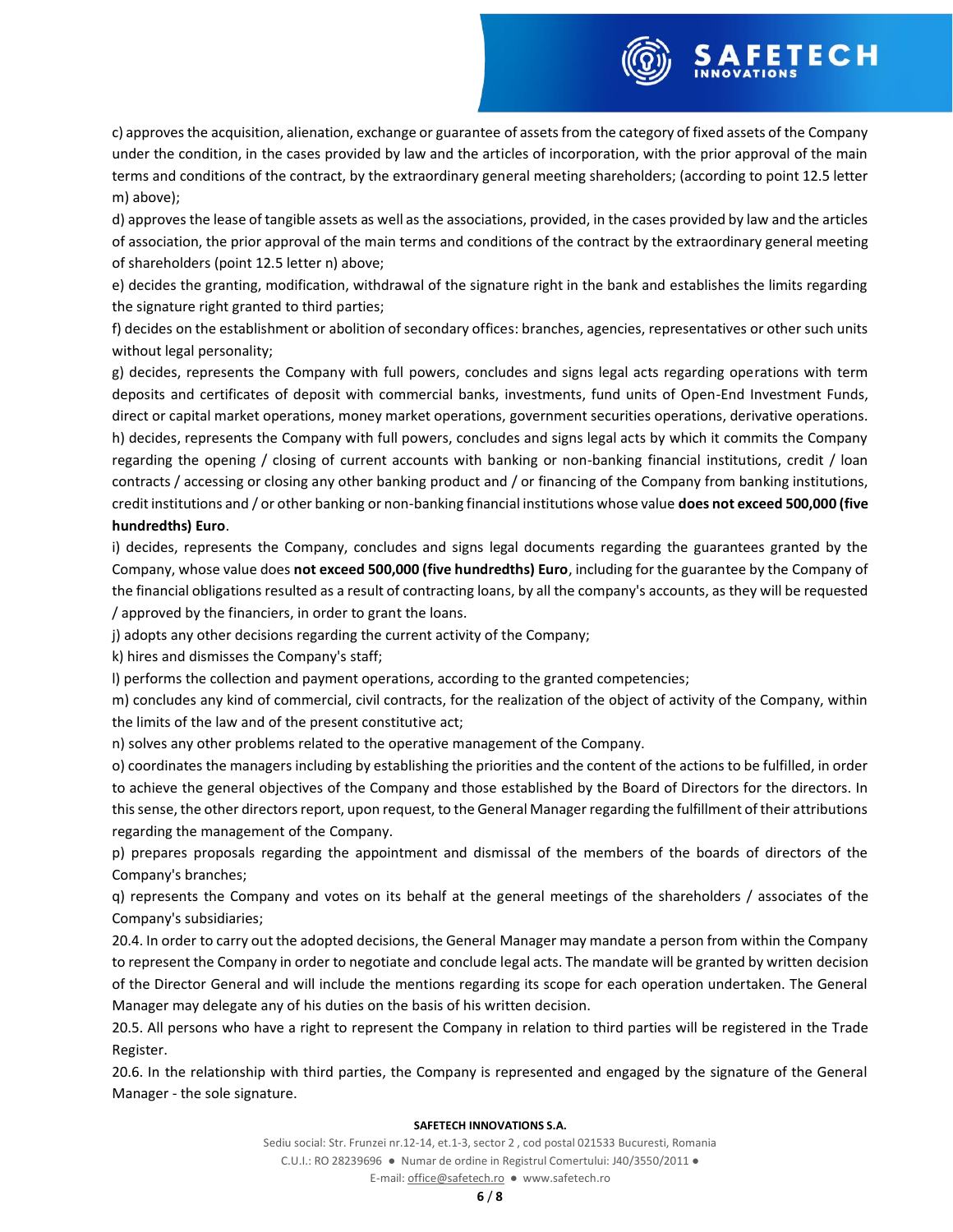c) approves the acquisition, alienation, exchange or guarantee of assets from the category of fixed assets of the Company under the condition, in the cases provided by law and the articles of incorporation, with the prior approval of the main terms and conditions of the contract, by the extraordinary general meeting shareholders; (according to point 12.5 letter m) above);

d) approves the lease of tangible assets as well as the associations, provided, in the cases provided by law and the articles of association, the prior approval of the main terms and conditions of the contract by the extraordinary general meeting of shareholders (point 12.5 letter n) above;

e) decides the granting, modification, withdrawal of the signature right in the bank and establishes the limits regarding the signature right granted to third parties;

f) decides on the establishment or abolition of secondary offices: branches, agencies, representatives or other such units without legal personality;

g) decides, represents the Company with full powers, concludes and signs legal acts regarding operations with term deposits and certificates of deposit with commercial banks, investments, fund units of Open-End Investment Funds, direct or capital market operations, money market operations, government securities operations, derivative operations.

h) decides, represents the Company with full powers, concludes and signs legal acts by which it commits the Company regarding the opening / closing of current accounts with banking or non-banking financial institutions, credit / loan contracts / accessing or closing any other banking product and / or financing of the Company from banking institutions, credit institutions and / or other banking or non-banking financial institutions whose value **does not exceed 500,000 (five hundredths) Euro**.

i) decides, represents the Company, concludes and signs legal documents regarding the guarantees granted by the Company, whose value does **not exceed 500,000 (five hundredths) Euro**, including for the guarantee by the Company of the financial obligations resulted as a result of contracting loans, by all the company's accounts, as they will be requested / approved by the financiers, in order to grant the loans.

j) adopts any other decisions regarding the current activity of the Company;

k) hires and dismisses the Company's staff;

l) performs the collection and payment operations, according to the granted competencies;

m) concludes any kind of commercial, civil contracts, for the realization of the object of activity of the Company, within the limits of the law and of the present constitutive act;

n) solves any other problems related to the operative management of the Company.

o) coordinates the managers including by establishing the priorities and the content of the actions to be fulfilled, in order to achieve the general objectives of the Company and those established by the Board of Directors for the directors. In this sense, the other directors report, upon request, to the General Manager regarding the fulfillment of their attributions regarding the management of the Company.

p) prepares proposals regarding the appointment and dismissal of the members of the boards of directors of the Company's branches;

q) represents the Company and votes on its behalf at the general meetings of the shareholders / associates of the Company's subsidiaries;

20.4. In order to carry out the adopted decisions, the General Manager may mandate a person from within the Company to represent the Company in order to negotiate and conclude legal acts. The mandate will be granted by written decision of the Director General and will include the mentions regarding its scope for each operation undertaken. The General Manager may delegate any of his duties on the basis of his written decision.

20.5. All persons who have a right to represent the Company in relation to third parties will be registered in the Trade Register.

20.6. In the relationship with third parties, the Company is represented and engaged by the signature of the General Manager - the sole signature.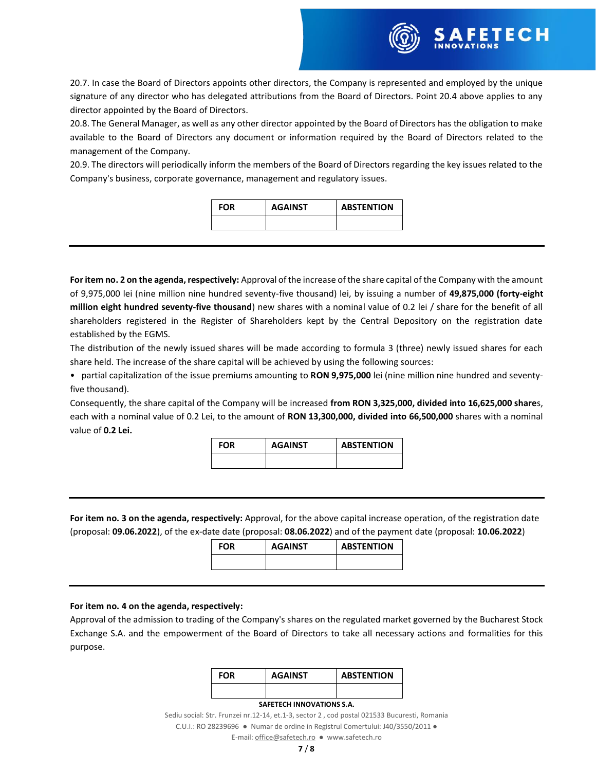20.7. In case the Board of Directors appoints other directors, the Company is represented and employed by the unique signature of any director who has delegated attributions from the Board of Directors. Point 20.4 above applies to any director appointed by the Board of Directors.

20.8. The General Manager, as well as any other director appointed by the Board of Directors has the obligation to make available to the Board of Directors any document or information required by the Board of Directors related to the management of the Company.

20.9. The directors will periodically inform the members of the Board of Directors regarding the key issues related to the Company's business, corporate governance, management and regulatory issues.

| FOR | AGAINST | ABSTENTION |
|---|---|---|
| | | |

---

**For item no. 2 on the agenda, respectively:** Approval of the increase of the share capital of the Company with the amount of 9,975,000 lei (nine million nine hundred seventy-five thousand) lei, by issuing a number of **49,875,000 (forty-eight million eight hundred seventy-five thousand**) new shares with a nominal value of 0.2 lei / share for the benefit of all shareholders registered in the Register of Shareholders kept by the Central Depository on the registration date established by the EGMS.

The distribution of the newly issued shares will be made according to formula 3 (three) newly issued shares for each share held. The increase of the share capital will be achieved by using the following sources:

• partial capitalization of the issue premiums amounting to **RON 9,975,000** lei (nine million nine hundred and seventy-five thousand).

Consequently, the share capital of the Company will be increased **from RON 3,325,000, divided into 16,625,000 share**s, each with a nominal value of 0.2 Lei, to the amount of **RON 13,300,000, divided into 66,500,000** shares with a nominal value of **0.2 Lei.**

| FOR | AGAINST | ABSTENTION |
|---|---|---|
| | | |

---

**For item no. 3 on the agenda, respectively:** Approval, for the above capital increase operation, of the registration date (proposal: **09.06.2022**), of the ex-date date (proposal: **08.06.2022**) and of the payment date (proposal: **10.06.2022**)

| FOR | AGAINST | ABSTENTION |
|---|---|---|
| | | |

---

**For item no. 4 on the agenda, respectively:**

Approval of the admission to trading of the Company's shares on the regulated market governed by the Bucharest Stock Exchange S.A. and the empowerment of the Board of Directors to take all necessary actions and formalities for this purpose.

| FOR | AGAINST | ABSTENTION |
|---|---|---|
| | | |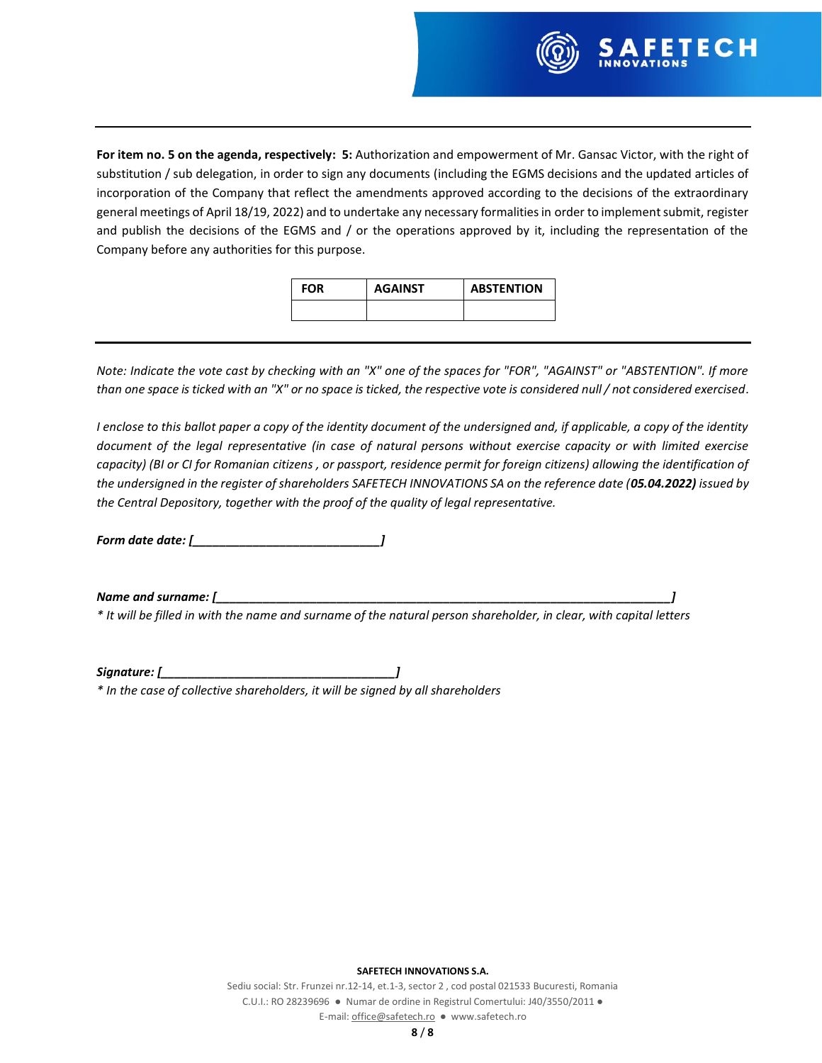**For item no. 5 on the agenda, respectively: 5:** Authorization and empowerment of Mr. Gansac Victor, with the right of substitution / sub delegation, in order to sign any documents (including the EGMS decisions and the updated articles of incorporation of the Company that reflect the amendments approved according to the decisions of the extraordinary general meetings of April 18/19, 2022) and to undertake any necessary formalities in order to implement submit, register and publish the decisions of the EGMS and / or the operations approved by it, including the representation of the Company before any authorities for this purpose.

| FOR | AGAINST | ABSTENTION |
|---|---|---|
| | | |

*Note: Indicate the vote cast by checking with an "X" one of the spaces for "FOR", "AGAINST" or "ABSTENTION". If more than one space is ticked with an "X" or no space is ticked, the respective vote is considered null / not considered exercised.*

*I enclose to this ballot paper a copy of the identity document of the undersigned and, if applicable, a copy of the identity document of the legal representative (in case of natural persons without exercise capacity or with limited exercise capacity) (BI or CI for Romanian citizens , or passport, residence permit for foreign citizens) allowing the identification of the undersigned in the register of shareholders SAFETECH INNOVATIONS SA on the reference date (**05.04.2022**) issued by the Central Depository, together with the proof of the quality of legal representative.*

***Form date date: [____________________________]***

***Name and surname: [____________________________________________________________________]***
*\* It will be filled in with the name and surname of the natural person shareholder, in clear, with capital letters*

***Signature: [____________________________________]***
*\* In the case of collective shareholders, it will be signed by all shareholders*